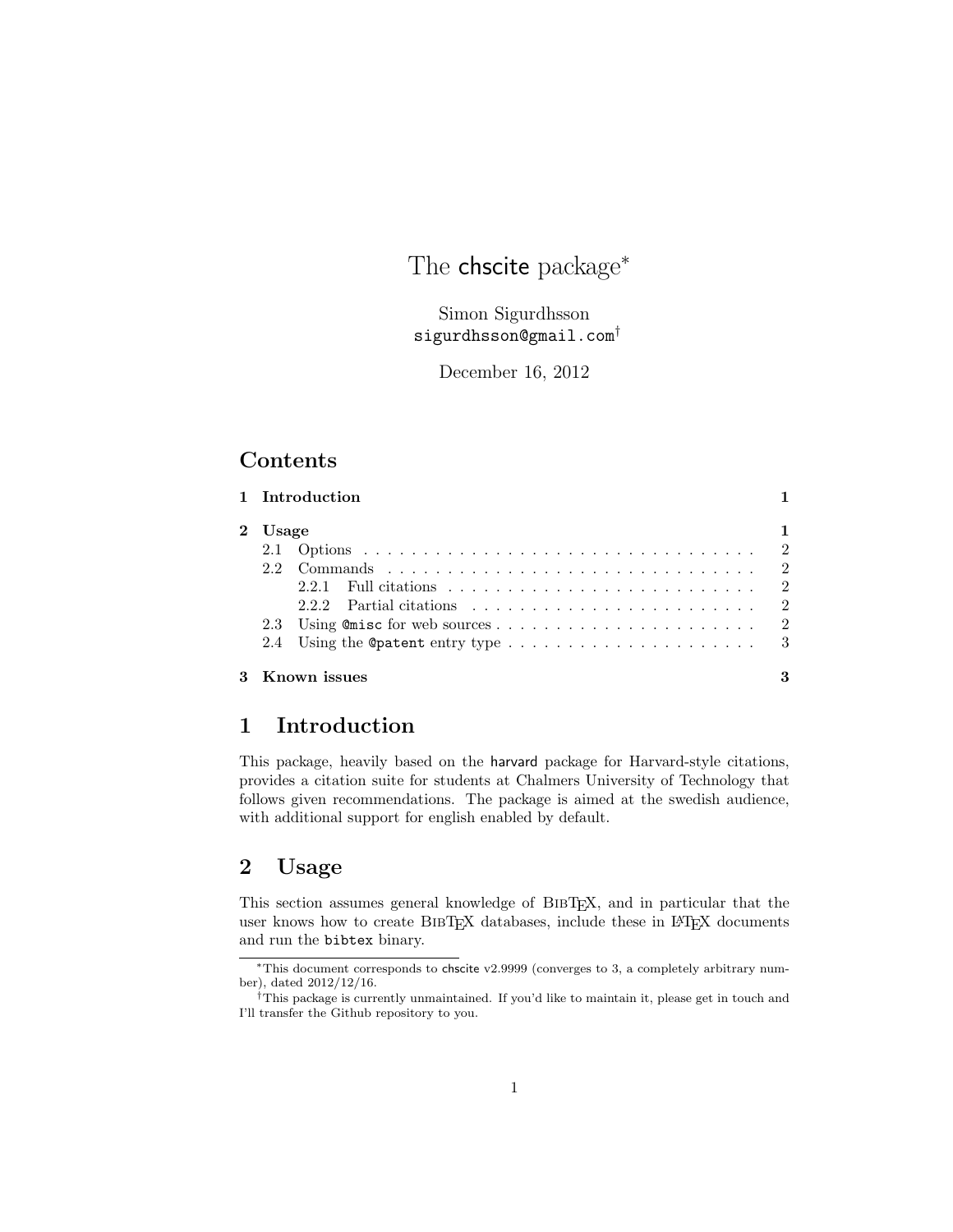# The chscite package*

Simon Sigurdhsson
sigurdhsson@gmail.com†

December 16, 2012

## Contents

1 Introduction — 1

2 Usage — 1
- 2.1 Options — 2
- 2.2 Commands — 2
  - 2.2.1 Full citations — 2
  - 2.2.2 Partial citations — 2
- 2.3 Using @misc for web sources — 2
- 2.4 Using the @patent entry type — 3

3 Known issues — 3

## 1 Introduction

This package, heavily based on the harvard package for Harvard-style citations, provides a citation suite for students at Chalmers University of Technology that follows given recommendations. The package is aimed at the swedish audience, with additional support for english enabled by default.

## 2 Usage

This section assumes general knowledge of BibTeX, and in particular that the user knows how to create BibTeX databases, include these in LaTeX documents and run the `bibtex` binary.

---

*This document corresponds to chscite v2.9999 (converges to 3, a completely arbitrary number), dated 2012/12/16.

†This package is currently unmaintained. If you'd like to maintain it, please get in touch and I'll transfer the Github repository to you.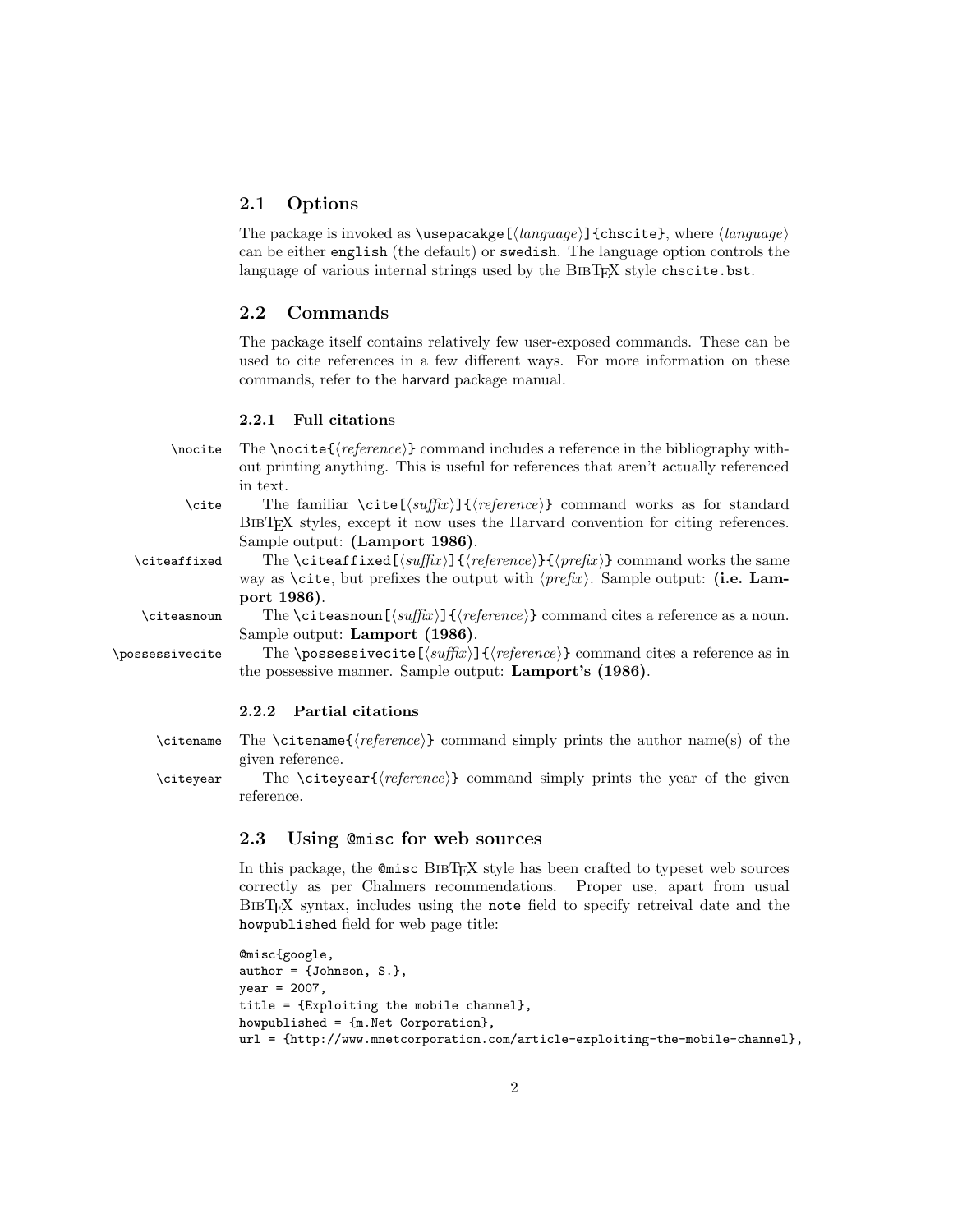## 2.1 Options

The package is invoked as `\usepacakge[⟨language⟩]{chscite}`, where ⟨*language*⟩ can be either `english` (the default) or `swedish`. The language option controls the language of various internal strings used by the BibTeX style `chscite.bst`.

## 2.2 Commands

The package itself contains relatively few user-exposed commands. These can be used to cite references in a few different ways. For more information on these commands, refer to the harvard package manual.

### 2.2.1 Full citations

`\nocite` The `\nocite{⟨reference⟩}` command includes a reference in the bibliography without printing anything. This is useful for references that aren't actually referenced in text.

`\cite` The familiar `\cite[⟨suffix⟩]{⟨reference⟩}` command works as for standard BibTeX styles, except it now uses the Harvard convention for citing references. Sample output: **(Lamport 1986)**.

`\citeaffixed` The `\citeaffixed[⟨suffix⟩]{⟨reference⟩}{⟨prefix⟩}` command works the same way as `\cite`, but prefixes the output with ⟨*prefix*⟩. Sample output: **(i.e. Lamport 1986)**.

`\citeasnoun` The `\citeasnoun[⟨suffix⟩]{⟨reference⟩}` command cites a reference as a noun. Sample output: **Lamport (1986)**.

`\possessivecite` The `\possessivecite[⟨suffix⟩]{⟨reference⟩}` command cites a reference as in the possessive manner. Sample output: **Lamport's (1986)**.

### 2.2.2 Partial citations

`\citename` The `\citename{⟨reference⟩}` command simply prints the author name(s) of the given reference.

`\citeyear` The `\citeyear{⟨reference⟩}` command simply prints the year of the given reference.

## 2.3 Using `@misc` for web sources

In this package, the `@misc` BibTeX style has been crafted to typeset web sources correctly as per Chalmers recommendations. Proper use, apart from usual BibTeX syntax, includes using the `note` field to specify retreival date and the `howpublished` field for web page title:

```
@misc{google,
author = {Johnson, S.},
year = 2007,
title = {Exploiting the mobile channel},
howpublished = {m.Net Corporation},
url = {http://www.mnetcorporation.com/article-exploiting-the-mobile-channel},
```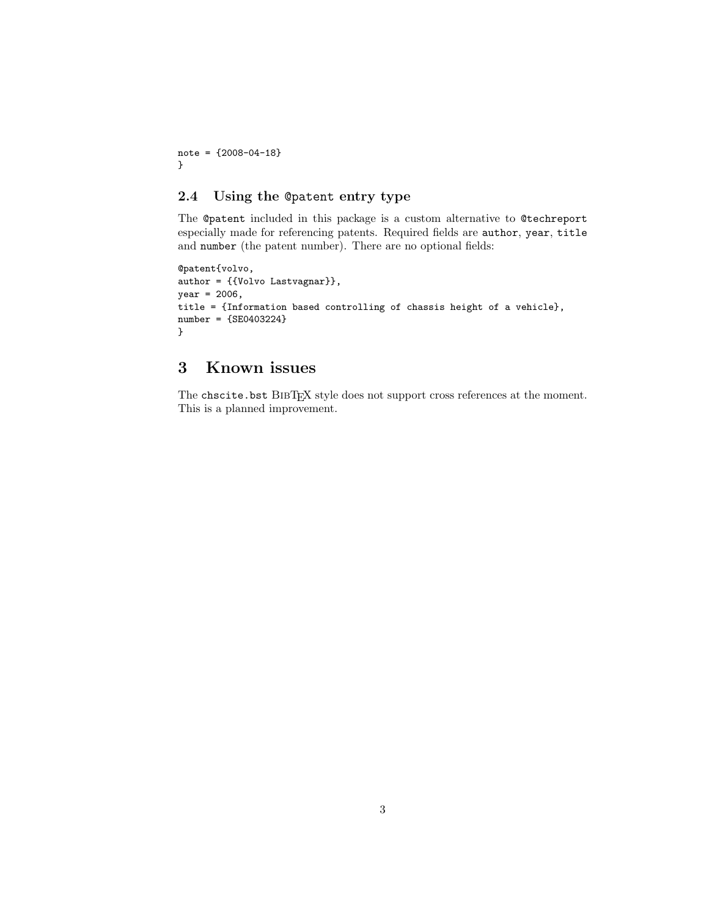```
note = {2008-04-18}
}
```

### 2.4 Using the `@patent` entry type

The `@patent` included in this package is a custom alternative to `@techreport` especially made for referencing patents. Required fields are `author`, `year`, `title` and `number` (the patent number). There are no optional fields:

```
@patent{volvo,
author = {{Volvo Lastvagnar}},
year = 2006,
title = {Information based controlling of chassis height of a vehicle},
number = {SE0403224}
}
```

## 3 Known issues

The `chscite.bst` BibTeX style does not support cross references at the moment. This is a planned improvement.